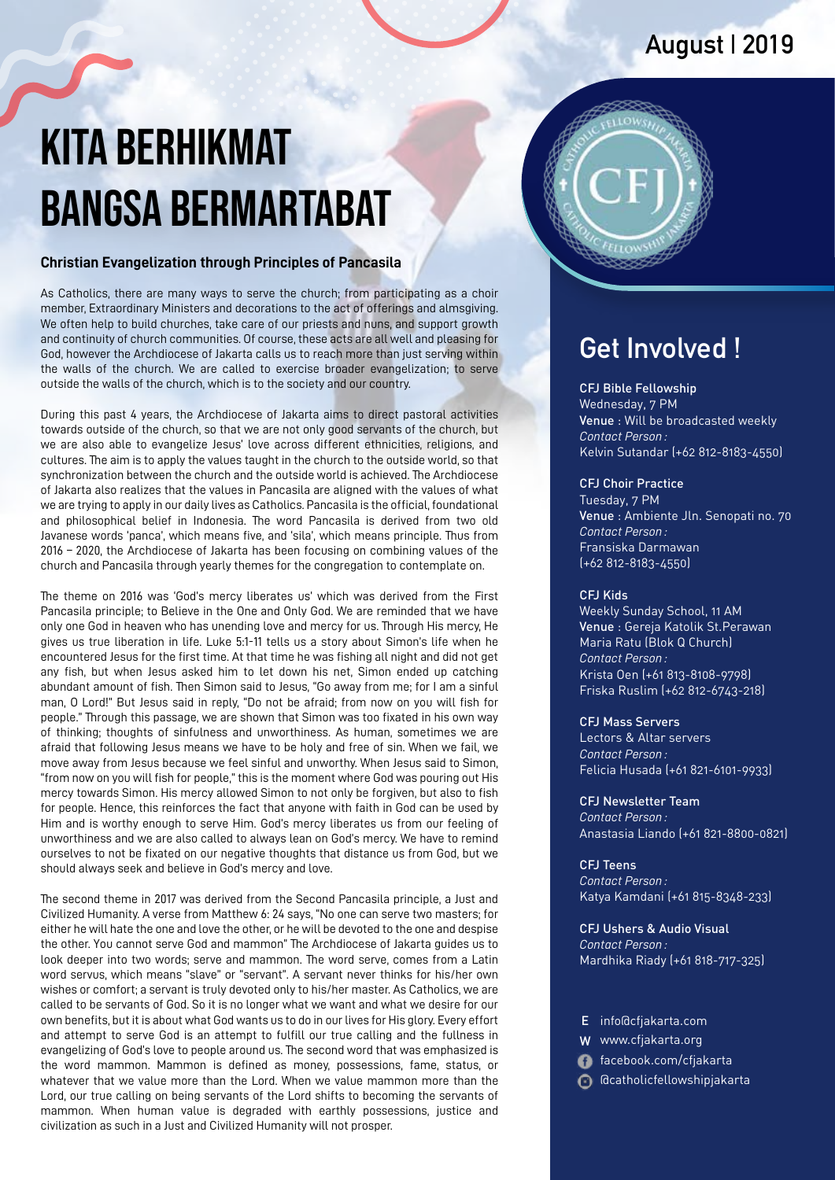August | 2019

# KITA BERHIKMAT BANGSA BERMARTABAT

### Christian Evangelization through Principles of Pancasila

As Catholics, there are many ways to serve the church; from participating as a choir member, Extraordinary Ministers and decorations to the act of offerings and almsgiving. We often help to build churches, take care of our priests and nuns, and support growth and continuity of church communities. Of course, these acts are all well and pleasing for God, however the Archdiocese of Jakarta calls us to reach more than just serving within the walls of the church. We are called to exercise broader evangelization; to serve outside the walls of the church, which is to the society and our country.

During this past 4 years, the Archdiocese of Jakarta aims to direct pastoral activities towards outside of the church, so that we are not only good servants of the church, but we are also able to evangelize Jesus' love across different ethnicities, religions, and cultures. The aim is to apply the values taught in the church to the outside world, so that synchronization between the church and the outside world is achieved. The Archdiocese of Jakarta also realizes that the values in Pancasila are aligned with the values of what we are trying to apply in our daily lives as Catholics. Pancasila is the official, foundational and philosophical belief in Indonesia. The word Pancasila is derived from two old Javanese words 'panca', which means five, and 'sila', which means principle. Thus from 2016 – 2020, the Archdiocese of Jakarta has been focusing on combining values of the church and Pancasila through yearly themes for the congregation to contemplate on.

The theme on 2016 was 'God's mercy liberates us' which was derived from the First Pancasila principle; to Believe in the One and Only God. We are reminded that we have only one God in heaven who has unending love and mercy for us. Through His mercy, He gives us true liberation in life. Luke 5:1-11 tells us a story about Simon's life when he encountered Jesus for the first time. At that time he was fishing all night and did not get any fish, but when Jesus asked him to let down his net, Simon ended up catching abundant amount of fish. Then Simon said to Jesus, "Go away from me; for I am a sinful man, O Lord!" But Jesus said in reply, "Do not be afraid; from now on you will fish for people." Through this passage, we are shown that Simon was too fixated in his own way of thinking; thoughts of sinfulness and unworthiness. As human, sometimes we are afraid that following Jesus means we have to be holy and free of sin. When we fail, we move away from Jesus because we feel sinful and unworthy. When Jesus said to Simon, "from now on you will fish for people," this is the moment where God was pouring out His mercy towards Simon. His mercy allowed Simon to not only be forgiven, but also to fish for people. Hence, this reinforces the fact that anyone with faith in God can be used by Him and is worthy enough to serve Him. God's mercy liberates us from our feeling of unworthiness and we are also called to always lean on God's mercy. We have to remind ourselves to not be fixated on our negative thoughts that distance us from God, but we should always seek and believe in God's mercy and love.

The second theme in 2017 was derived from the Second Pancasila principle, a Just and Civilized Humanity. A verse from Matthew 6: 24 says, "No one can serve two masters; for either he will hate the one and love the other, or he will be devoted to the one and despise the other. You cannot serve God and mammon" The Archdiocese of Jakarta guides us to look deeper into two words; serve and mammon. The word serve, comes from a Latin word servus, which means "slave" or "servant". A servant never thinks for his/her own wishes or comfort; a servant is truly devoted only to his/her master. As Catholics, we are called to be servants of God. So it is no longer what we want and what we desire for our own benefits, but it is about what God wants us to do in our lives for His glory. Every effort and attempt to serve God is an attempt to fulfill our true calling and the fullness in evangelizing of God's love to people around us. The second word that was emphasized is the word mammon. Mammon is defined as money, possessions, fame, status, or whatever that we value more than the Lord. When we value mammon more than the Lord, our true calling on being servants of the Lord shifts to becoming the servants of mammon. When human value is degraded with earthly possessions, justice and civilization as such in a Just and Civilized Humanity will not prosper.

## Get Involved !

**CFJ Bible Fellowship**
Wednesday, 7 PM
**Venue** : Will be broadcasted weekly
*Contact Person :*
Kelvin Sutandar (+62 812-8183-4550)

**CFJ Choir Practice**
Tuesday, 7 PM
**Venue** : Ambiente Jln. Senopati no. 70
*Contact Person :*
Fransiska Darmawan
(+62 812-8183-4550)

**CFJ Kids**
Weekly Sunday School, 11 AM
**Venue** : Gereja Katolik St.Perawan Maria Ratu (Blok Q Church)
*Contact Person :*
Krista Oen (+61 813-8108-9798)
Friska Ruslim (+62 812-6743-218)

**CFJ Mass Servers**
Lectors & Altar servers
*Contact Person :*
Felicia Husada (+61 821-6101-9933)

**CFJ Newsletter Team**
*Contact Person :*
Anastasia Liando (+61 821-8800-0821)

**CFJ Teens**
*Contact Person :*
Katya Kamdani (+61 815-8348-233)

**CFJ Ushers & Audio Visual**
*Contact Person :*
Mardhika Riady (+61 818-717-325)

E info@cfjakarta.com
W www.cfjakarta.org
facebook.com/cfjakarta
@catholicfellowshipjakarta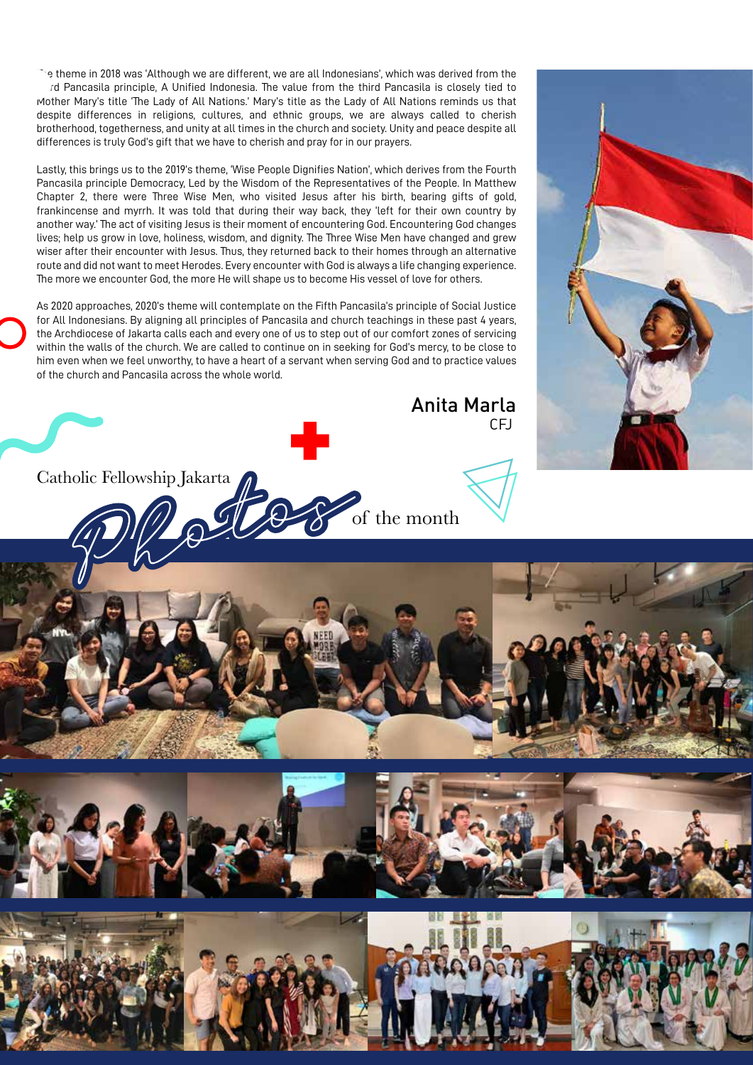The theme in 2018 was 'Although we are different, we are all Indonesians', which was derived from the third Pancasila principle, A Unified Indonesia. The value from the third Pancasila is closely tied to Mother Mary's title 'The Lady of All Nations.' Mary's title as the Lady of All Nations reminds us that despite differences in religions, cultures, and ethnic groups, we are always called to cherish brotherhood, togetherness, and unity at all times in the church and society. Unity and peace despite all differences is truly God's gift that we have to cherish and pray for in our prayers.

Lastly, this brings us to the 2019's theme, 'Wise People Dignifies Nation', which derives from the Fourth Pancasila principle Democracy, Led by the Wisdom of the Representatives of the People. In Matthew Chapter 2, there were Three Wise Men, who visited Jesus after his birth, bearing gifts of gold, frankincense and myrrh. It was told that during their way back, they 'left for their own country by another way.' The act of visiting Jesus is their moment of encountering God. Encountering God changes lives; help us grow in love, holiness, wisdom, and dignity. The Three Wise Men have changed and grew wiser after their encounter with Jesus. Thus, they returned back to their homes through an alternative route and did not want to meet Herodes. Every encounter with God is always a life changing experience. The more we encounter God, the more He will shape us to become His vessel of love for others.

As 2020 approaches, 2020's theme will contemplate on the Fifth Pancasila's principle of Social Justice for All Indonesians. By aligning all principles of Pancasila and church teachings in these past 4 years, the Archdiocese of Jakarta calls each and every one of us to step out of our comfort zones of servicing within the walls of the church. We are called to continue on in seeking for God's mercy, to be close to him even when we feel unworthy, to have a heart of a servant when serving God and to practice values of the church and Pancasila across the whole world.

**Anita Marla**
CFJ

## Catholic Fellowship Jakarta *Photos* of the month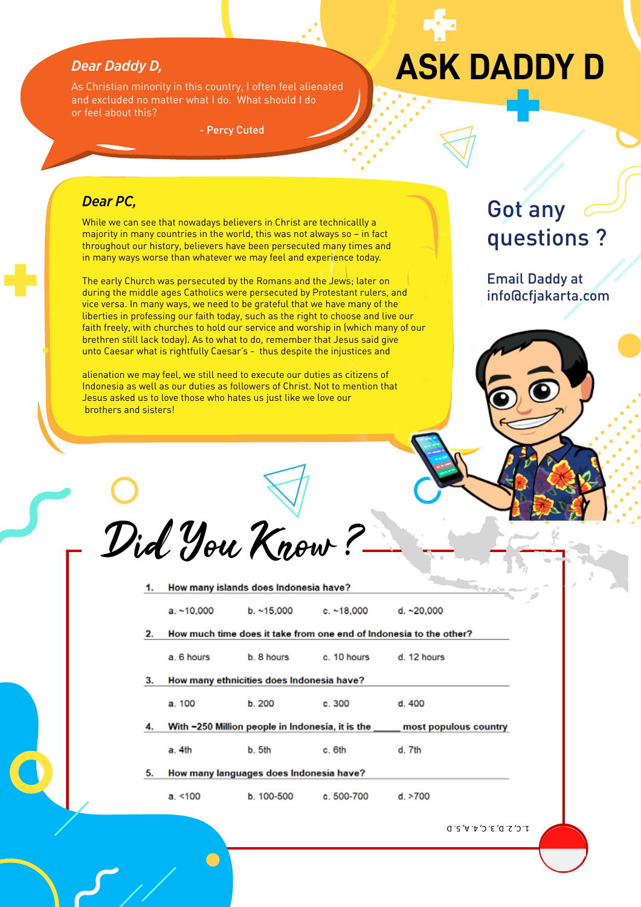# ASK DADDY D

*Dear Daddy D,*

As Christian minority in this country, I often feel alienated and excluded no matter what I do. What should I do or feel about this?

- Percy Cuted

*Dear PC,*

While we can see that nowadays believers in Christ are technicallly a majority in many countries in the world, this was not always so – in fact throughout our history, believers have been persecuted many times and in many ways worse than whatever we may feel and experience today.

The early Church was persecuted by the Romans and the Jews; later on during the middle ages Catholics were persecuted by Protestant rulers, and vice versa. In many ways, we need to be grateful that we have many of the liberties in professing our faith today, such as the right to choose and live our faith freely, with churches to hold our service and worship in (which many of our brethren still lack today). As to what to do, remember that Jesus said give unto Caesar what is rightfully Caesar's - thus despite the injustices and

alienation we may feel, we still need to execute our duties as citizens of Indonesia as well as our duties as followers of Christ. Not to mention that Jesus asked us to love those who hates us just like we love our brothers and sisters!

## Got any questions ?

Email Daddy at info@cfjakarta.com

## Did You Know ?

1. **How many islands does Indonesia have?**

   a. ~10,000 b. ~15,000 c. ~18,000 d. ~20,000

2. **How much time does it take from one end of Indonesia to the other?**

   a. 6 hours b. 8 hours c. 10 hours d. 12 hours

3. **How many ethnicities does Indonesia have?**

   a. 100 b. 200 c. 300 d. 400

4. **With ~250 Million people in Indonesia, it is the _____ most populous country**

   a. 4th b. 5th c. 6th d. 7th

5. **How many languages does Indonesia have?**

   a. <100 b. 100-500 c. 500-700 d. >700

1. C, 2. D, 3. C, 4. A, 5. D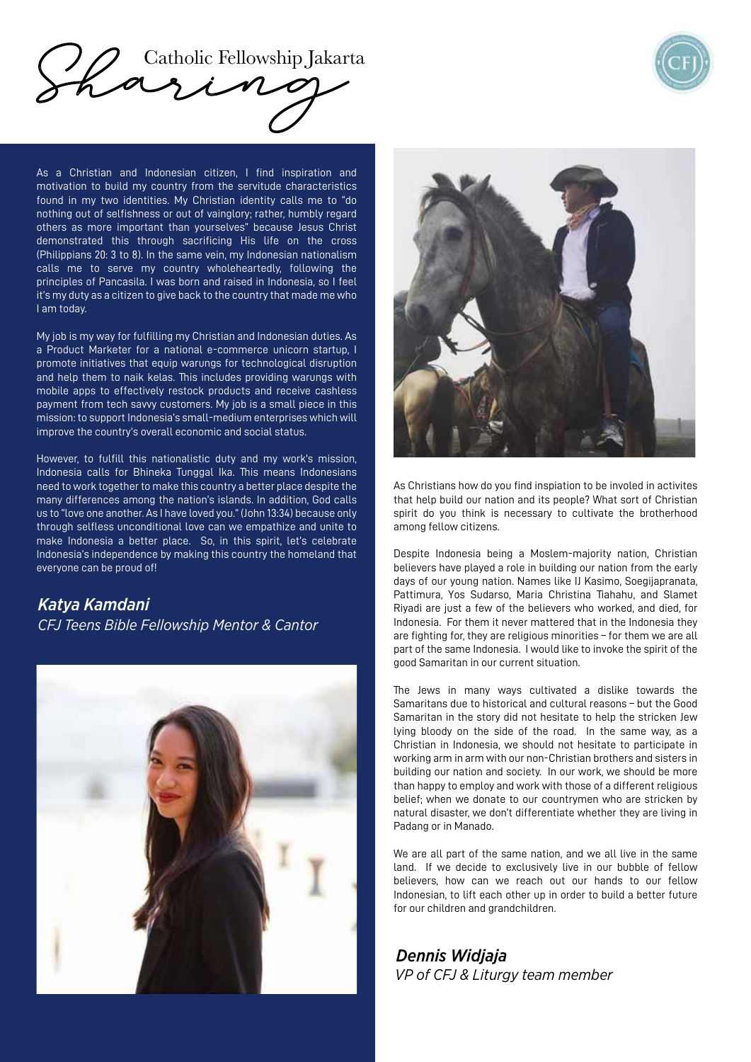# Sharing
Catholic Fellowship Jakarta

As a Christian and Indonesian citizen, I find inspiration and motivation to build my country from the servitude characteristics found in my two identities. My Christian identity calls me to "do nothing out of selfishness or out of vainglory; rather, humbly regard others as more important than yourselves" because Jesus Christ demonstrated this through sacrificing His life on the cross (Philippians 20: 3 to 8). In the same vein, my Indonesian nationalism calls me to serve my country wholeheartedly, following the principles of Pancasila. I was born and raised in Indonesia, so I feel it's my duty as a citizen to give back to the country that made me who I am today.

My job is my way for fulfilling my Christian and Indonesian duties. As a Product Marketer for a national e-commerce unicorn startup, I promote initiatives that equip warungs for technological disruption and help them to naik kelas. This includes providing warungs with mobile apps to effectively restock products and receive cashless payment from tech savvy customers. My job is a small piece in this mission: to support Indonesia's small-medium enterprises which will improve the country's overall economic and social status.

However, to fulfill this nationalistic duty and my work's mission, Indonesia calls for Bhineka Tunggal Ika. This means Indonesians need to work together to make this country a better place despite the many differences among the nation's islands. In addition, God calls us to "love one another. As I have loved you." (John 13:34) because only through selfless unconditional love can we empathize and unite to make Indonesia a better place. So, in this spirit, let's celebrate Indonesia's independence by making this country the homeland that everyone can be proud of!

***Katya Kamdani***
*CFJ Teens Bible Fellowship Mentor & Cantor*

As Christians how do you find inspiation to be involed in activites that help build our nation and its people? What sort of Christian spirit do you think is necessary to cultivate the brotherhood among fellow citizens.

Despite Indonesia being a Moslem-majority nation, Christian believers have played a role in building our nation from the early days of our young nation. Names like IJ Kasimo, Soegijapranata, Pattimura, Yos Sudarso, Maria Christina Tiahahu, and Slamet Riyadi are just a few of the believers who worked, and died, for Indonesia. For them it never mattered that in the Indonesia they are fighting for, they are religious minorities – for them we are all part of the same Indonesia. I would like to invoke the spirit of the good Samaritan in our current situation.

The Jews in many ways cultivated a dislike towards the Samaritans due to historical and cultural reasons – but the Good Samaritan in the story did not hesitate to help the stricken Jew lying bloody on the side of the road. In the same way, as a Christian in Indonesia, we should not hesitate to participate in working arm in arm with our non-Christian brothers and sisters in building our nation and society. In our work, we should be more than happy to employ and work with those of a different religious belief; when we donate to our countrymen who are stricken by natural disaster, we don't differentiate whether they are living in Padang or in Manado.

We are all part of the same nation, and we all live in the same land. If we decide to exclusively live in our bubble of fellow believers, how can we reach out our hands to our fellow Indonesian, to lift each other up in order to build a better future for our children and grandchildren.

***Dennis Widjaja***
*VP of CFJ & Liturgy team member*